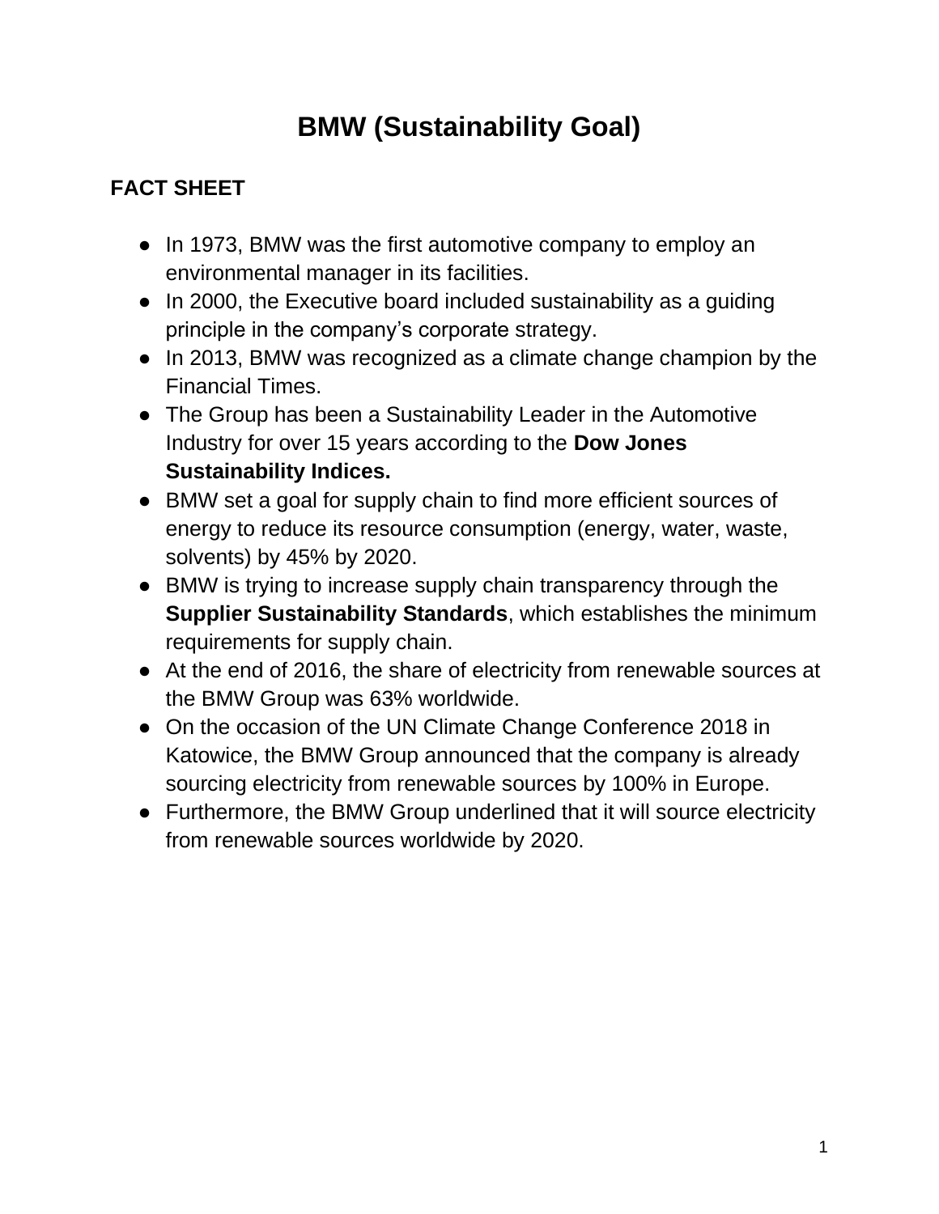# BMW (Sustainability Goal)

## FACT SHEET

- In 1973, BMW was the first automotive company to employ an environmental manager in its facilities.
- In 2000, the Executive board included sustainability as a guiding principle in the company's corporate strategy.
- In 2013, BMW was recognized as a climate change champion by the Financial Times.
- The Group has been a Sustainability Leader in the Automotive Industry for over 15 years according to the **Dow Jones Sustainability Indices.**
- BMW set a goal for supply chain to find more efficient sources of energy to reduce its resource consumption (energy, water, waste, solvents) by 45% by 2020.
- BMW is trying to increase supply chain transparency through the **Supplier Sustainability Standards**, which establishes the minimum requirements for supply chain.
- At the end of 2016, the share of electricity from renewable sources at the BMW Group was 63% worldwide.
- On the occasion of the UN Climate Change Conference 2018 in Katowice, the BMW Group announced that the company is already sourcing electricity from renewable sources by 100% in Europe.
- Furthermore, the BMW Group underlined that it will source electricity from renewable sources worldwide by 2020.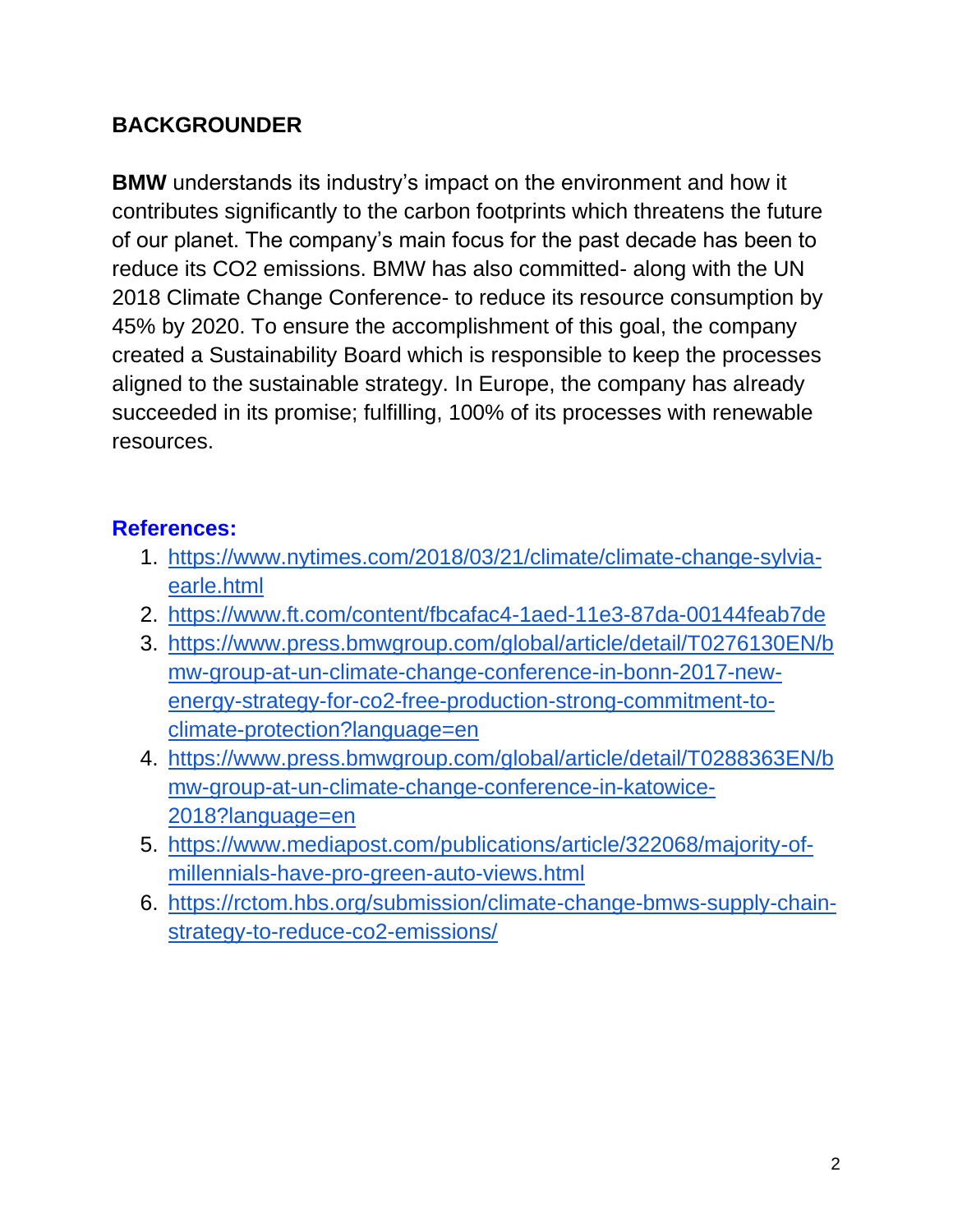**BACKGROUNDER**

**BMW** understands its industry's impact on the environment and how it contributes significantly to the carbon footprints which threatens the future of our planet. The company's main focus for the past decade has been to reduce its $CO_2$ emissions. BMW has also committed- along with the UN 2018 Climate Change Conference- to reduce its resource consumption by 45% by 2020. To ensure the accomplishment of this goal, the company created a Sustainability Board which is responsible to keep the processes aligned to the sustainable strategy. In Europe, the company has already succeeded in its promise; fulfilling, 100% of its processes with renewable resources.

**References:**

1. https://www.nytimes.com/2018/03/21/climate/climate-change-sylvia-earle.html
2. https://www.ft.com/content/fbcafac4-1aed-11e3-87da-00144feab7de
3. https://www.press.bmwgroup.com/global/article/detail/T0276130EN/bmw-group-at-un-climate-change-conference-in-bonn-2017-new-energy-strategy-for-co2-free-production-strong-commitment-to-climate-protection?language=en
4. https://www.press.bmwgroup.com/global/article/detail/T0288363EN/bmw-group-at-un-climate-change-conference-in-katowice-2018?language=en
5. https://www.mediapost.com/publications/article/322068/majority-of-millennials-have-pro-green-auto-views.html
6. https://rctom.hbs.org/submission/climate-change-bmws-supply-chain-strategy-to-reduce-co2-emissions/